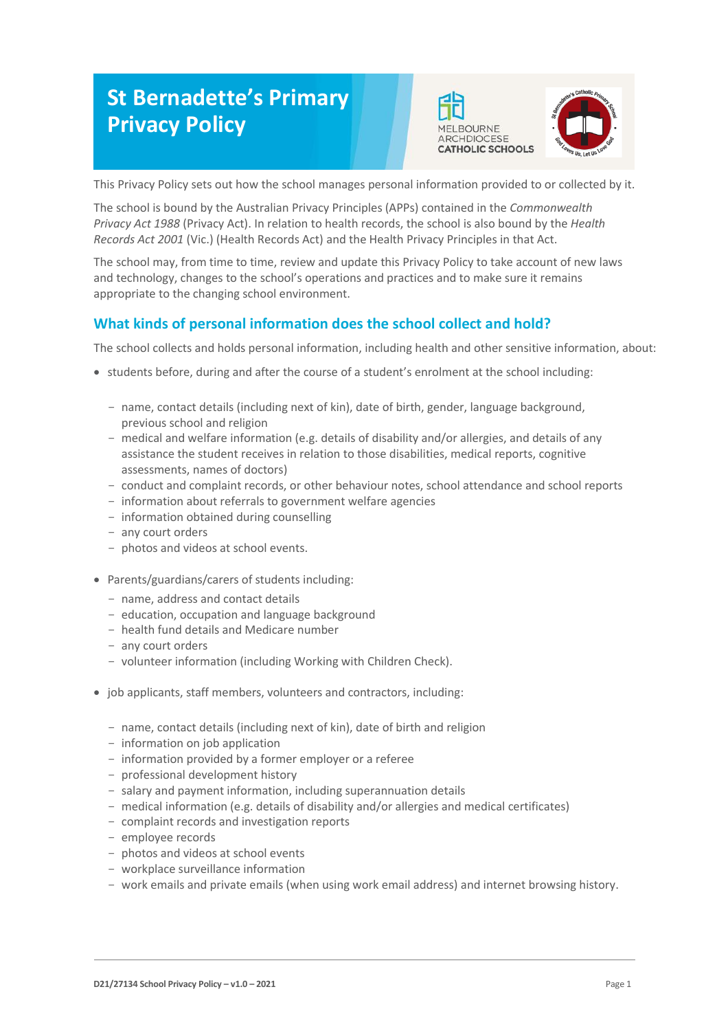# St Bernadette's Primary Privacy Policy

This Privacy Policy sets out how the school manages personal information provided to or collected by it.

The school is bound by the Australian Privacy Principles (APPs) contained in the *Commonwealth Privacy Act 1988* (Privacy Act). In relation to health records, the school is also bound by the *Health Records Act 2001* (Vic.) (Health Records Act) and the Health Privacy Principles in that Act.

The school may, from time to time, review and update this Privacy Policy to take account of new laws and technology, changes to the school's operations and practices and to make sure it remains appropriate to the changing school environment.

## What kinds of personal information does the school collect and hold?

The school collects and holds personal information, including health and other sensitive information, about:

- students before, during and after the course of a student's enrolment at the school including:
  - name, contact details (including next of kin), date of birth, gender, language background, previous school and religion
  - medical and welfare information (e.g. details of disability and/or allergies, and details of any assistance the student receives in relation to those disabilities, medical reports, cognitive assessments, names of doctors)
  - conduct and complaint records, or other behaviour notes, school attendance and school reports
  - information about referrals to government welfare agencies
  - information obtained during counselling
  - any court orders
  - photos and videos at school events.
- Parents/guardians/carers of students including:
  - name, address and contact details
  - education, occupation and language background
  - health fund details and Medicare number
  - any court orders
  - volunteer information (including Working with Children Check).
- job applicants, staff members, volunteers and contractors, including:
  - name, contact details (including next of kin), date of birth and religion
  - information on job application
  - information provided by a former employer or a referee
  - professional development history
  - salary and payment information, including superannuation details
  - medical information (e.g. details of disability and/or allergies and medical certificates)
  - complaint records and investigation reports
  - employee records
  - photos and videos at school events
  - workplace surveillance information
  - work emails and private emails (when using work email address) and internet browsing history.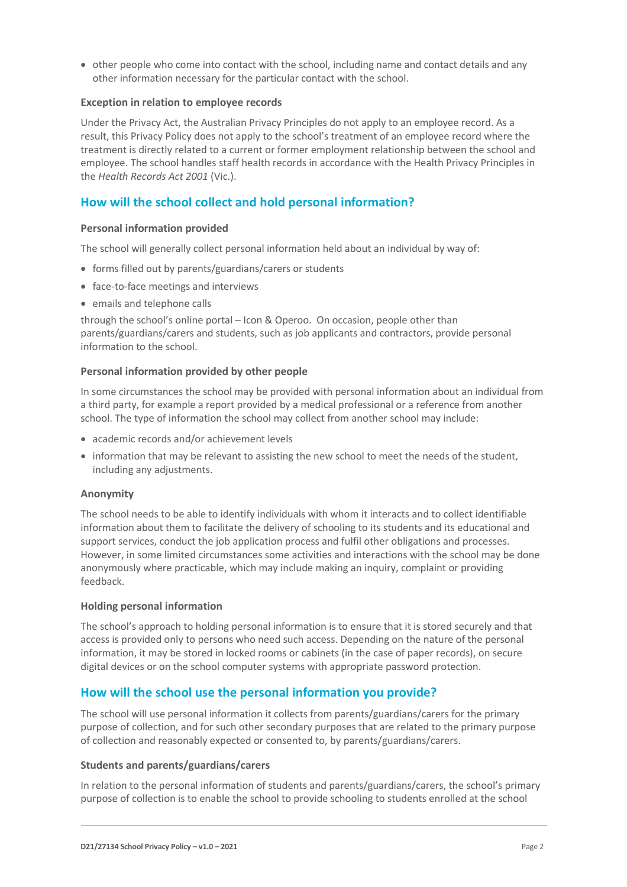- other people who come into contact with the school, including name and contact details and any other information necessary for the particular contact with the school.

### Exception in relation to employee records

Under the Privacy Act, the Australian Privacy Principles do not apply to an employee record. As a result, this Privacy Policy does not apply to the school's treatment of an employee record where the treatment is directly related to a current or former employment relationship between the school and employee. The school handles staff health records in accordance with the Health Privacy Principles in the *Health Records Act 2001* (Vic.).

## How will the school collect and hold personal information?

### Personal information provided

The school will generally collect personal information held about an individual by way of:

- forms filled out by parents/guardians/carers or students
- face-to-face meetings and interviews
- emails and telephone calls

through the school's online portal – Icon & Operoo. On occasion, people other than parents/guardians/carers and students, such as job applicants and contractors, provide personal information to the school.

### Personal information provided by other people

In some circumstances the school may be provided with personal information about an individual from a third party, for example a report provided by a medical professional or a reference from another school. The type of information the school may collect from another school may include:

- academic records and/or achievement levels
- information that may be relevant to assisting the new school to meet the needs of the student, including any adjustments.

### Anonymity

The school needs to be able to identify individuals with whom it interacts and to collect identifiable information about them to facilitate the delivery of schooling to its students and its educational and support services, conduct the job application process and fulfil other obligations and processes. However, in some limited circumstances some activities and interactions with the school may be done anonymously where practicable, which may include making an inquiry, complaint or providing feedback.

### Holding personal information

The school's approach to holding personal information is to ensure that it is stored securely and that access is provided only to persons who need such access. Depending on the nature of the personal information, it may be stored in locked rooms or cabinets (in the case of paper records), on secure digital devices or on the school computer systems with appropriate password protection.

## How will the school use the personal information you provide?

The school will use personal information it collects from parents/guardians/carers for the primary purpose of collection, and for such other secondary purposes that are related to the primary purpose of collection and reasonably expected or consented to, by parents/guardians/carers.

### Students and parents/guardians/carers

In relation to the personal information of students and parents/guardians/carers, the school's primary purpose of collection is to enable the school to provide schooling to students enrolled at the school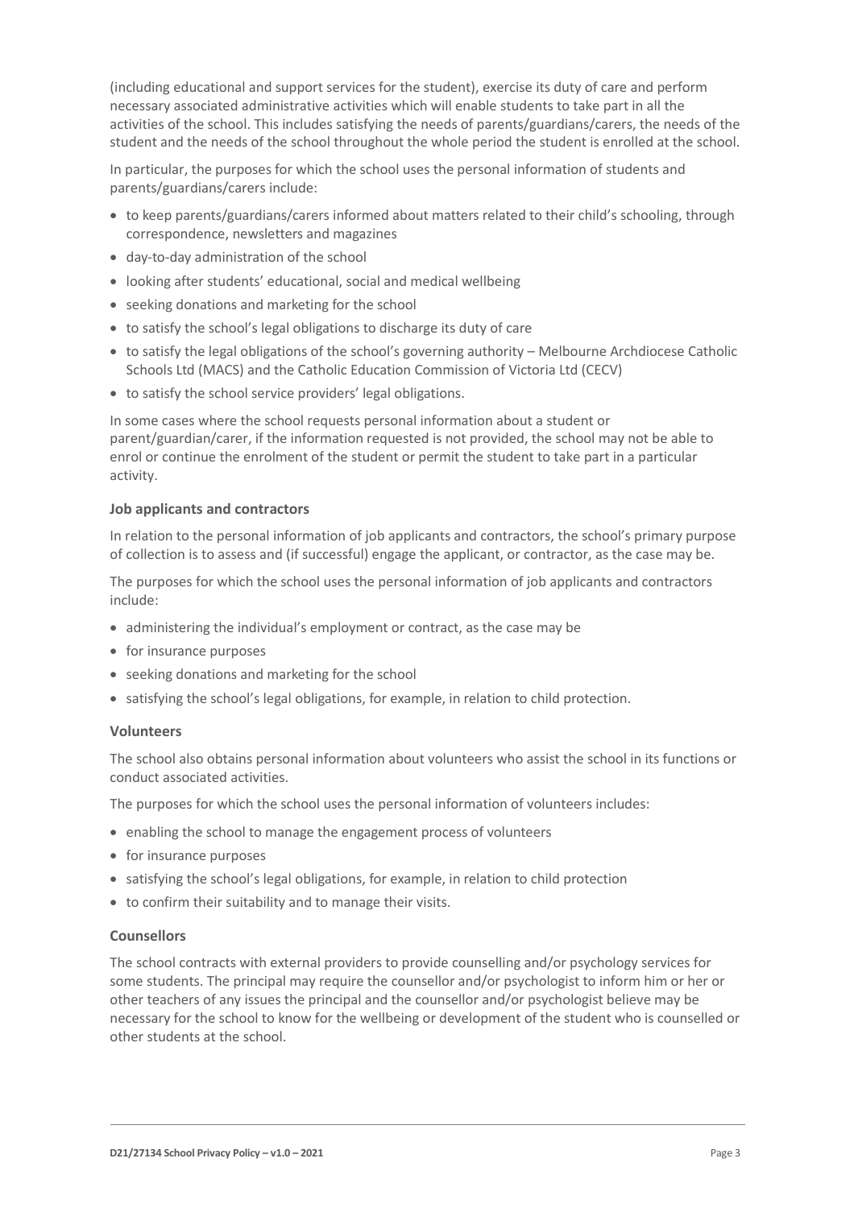(including educational and support services for the student), exercise its duty of care and perform necessary associated administrative activities which will enable students to take part in all the activities of the school. This includes satisfying the needs of parents/guardians/carers, the needs of the student and the needs of the school throughout the whole period the student is enrolled at the school.

In particular, the purposes for which the school uses the personal information of students and parents/guardians/carers include:

- to keep parents/guardians/carers informed about matters related to their child's schooling, through correspondence, newsletters and magazines
- day-to-day administration of the school
- looking after students' educational, social and medical wellbeing
- seeking donations and marketing for the school
- to satisfy the school's legal obligations to discharge its duty of care
- to satisfy the legal obligations of the school's governing authority – Melbourne Archdiocese Catholic Schools Ltd (MACS) and the Catholic Education Commission of Victoria Ltd (CECV)
- to satisfy the school service providers' legal obligations.

In some cases where the school requests personal information about a student or parent/guardian/carer, if the information requested is not provided, the school may not be able to enrol or continue the enrolment of the student or permit the student to take part in a particular activity.

### Job applicants and contractors

In relation to the personal information of job applicants and contractors, the school's primary purpose of collection is to assess and (if successful) engage the applicant, or contractor, as the case may be.

The purposes for which the school uses the personal information of job applicants and contractors include:

- administering the individual's employment or contract, as the case may be
- for insurance purposes
- seeking donations and marketing for the school
- satisfying the school's legal obligations, for example, in relation to child protection.

### Volunteers

The school also obtains personal information about volunteers who assist the school in its functions or conduct associated activities.

The purposes for which the school uses the personal information of volunteers includes:

- enabling the school to manage the engagement process of volunteers
- for insurance purposes
- satisfying the school's legal obligations, for example, in relation to child protection
- to confirm their suitability and to manage their visits.

### Counsellors

The school contracts with external providers to provide counselling and/or psychology services for some students. The principal may require the counsellor and/or psychologist to inform him or her or other teachers of any issues the principal and the counsellor and/or psychologist believe may be necessary for the school to know for the wellbeing or development of the student who is counselled or other students at the school.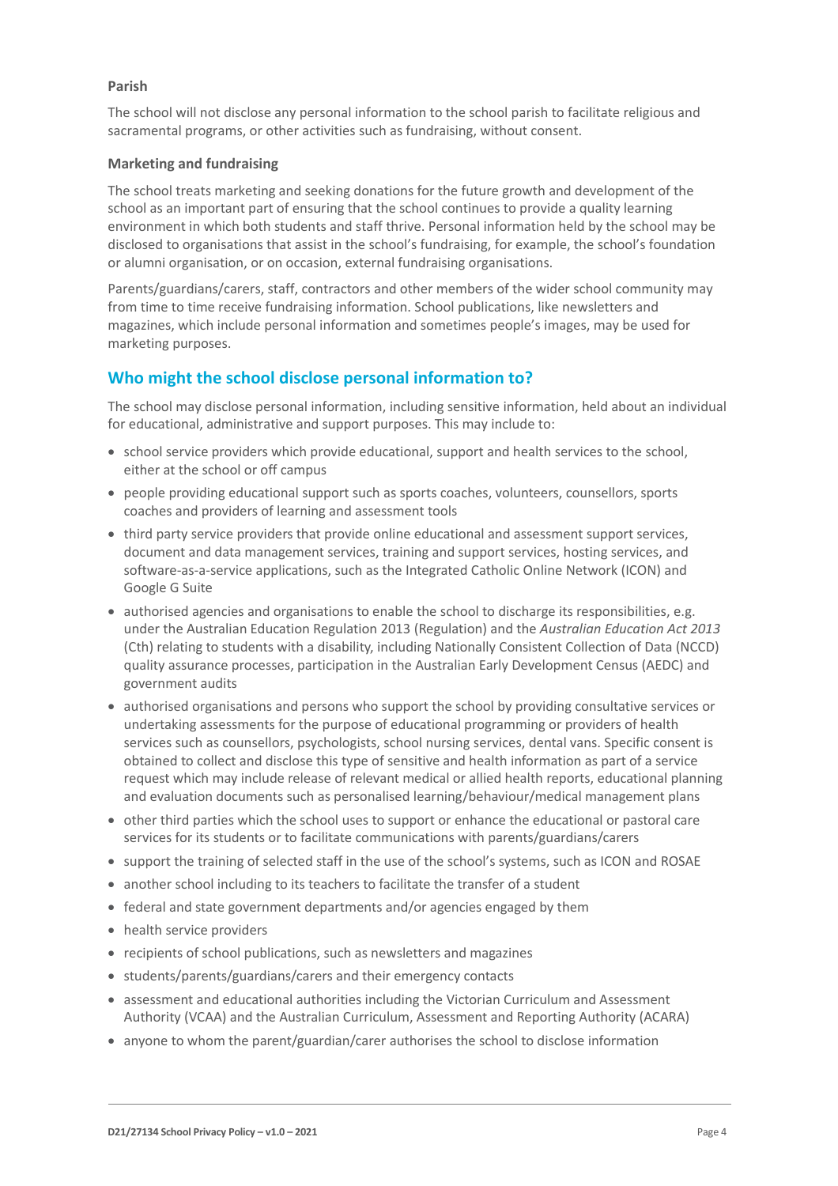### Parish

The school will not disclose any personal information to the school parish to facilitate religious and sacramental programs, or other activities such as fundraising, without consent.

### Marketing and fundraising

The school treats marketing and seeking donations for the future growth and development of the school as an important part of ensuring that the school continues to provide a quality learning environment in which both students and staff thrive. Personal information held by the school may be disclosed to organisations that assist in the school's fundraising, for example, the school's foundation or alumni organisation, or on occasion, external fundraising organisations.

Parents/guardians/carers, staff, contractors and other members of the wider school community may from time to time receive fundraising information. School publications, like newsletters and magazines, which include personal information and sometimes people's images, may be used for marketing purposes.

## Who might the school disclose personal information to?

The school may disclose personal information, including sensitive information, held about an individual for educational, administrative and support purposes. This may include to:

- school service providers which provide educational, support and health services to the school, either at the school or off campus
- people providing educational support such as sports coaches, volunteers, counsellors, sports coaches and providers of learning and assessment tools
- third party service providers that provide online educational and assessment support services, document and data management services, training and support services, hosting services, and software-as-a-service applications, such as the Integrated Catholic Online Network (ICON) and Google G Suite
- authorised agencies and organisations to enable the school to discharge its responsibilities, e.g. under the Australian Education Regulation 2013 (Regulation) and the *Australian Education Act 2013* (Cth) relating to students with a disability, including Nationally Consistent Collection of Data (NCCD) quality assurance processes, participation in the Australian Early Development Census (AEDC) and government audits
- authorised organisations and persons who support the school by providing consultative services or undertaking assessments for the purpose of educational programming or providers of health services such as counsellors, psychologists, school nursing services, dental vans. Specific consent is obtained to collect and disclose this type of sensitive and health information as part of a service request which may include release of relevant medical or allied health reports, educational planning and evaluation documents such as personalised learning/behaviour/medical management plans
- other third parties which the school uses to support or enhance the educational or pastoral care services for its students or to facilitate communications with parents/guardians/carers
- support the training of selected staff in the use of the school's systems, such as ICON and ROSAE
- another school including to its teachers to facilitate the transfer of a student
- federal and state government departments and/or agencies engaged by them
- health service providers
- recipients of school publications, such as newsletters and magazines
- students/parents/guardians/carers and their emergency contacts
- assessment and educational authorities including the Victorian Curriculum and Assessment Authority (VCAA) and the Australian Curriculum, Assessment and Reporting Authority (ACARA)
- anyone to whom the parent/guardian/carer authorises the school to disclose information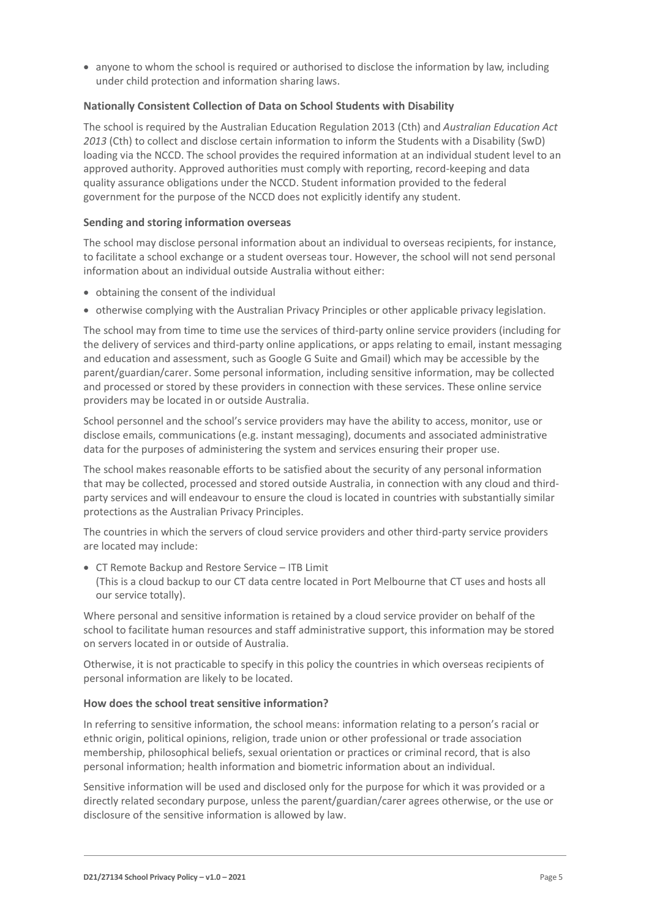- anyone to whom the school is required or authorised to disclose the information by law, including under child protection and information sharing laws.

### Nationally Consistent Collection of Data on School Students with Disability

The school is required by the Australian Education Regulation 2013 (Cth) and *Australian Education Act 2013* (Cth) to collect and disclose certain information to inform the Students with a Disability (SwD) loading via the NCCD. The school provides the required information at an individual student level to an approved authority. Approved authorities must comply with reporting, record-keeping and data quality assurance obligations under the NCCD. Student information provided to the federal government for the purpose of the NCCD does not explicitly identify any student.

### Sending and storing information overseas

The school may disclose personal information about an individual to overseas recipients, for instance, to facilitate a school exchange or a student overseas tour. However, the school will not send personal information about an individual outside Australia without either:

- obtaining the consent of the individual
- otherwise complying with the Australian Privacy Principles or other applicable privacy legislation.

The school may from time to time use the services of third-party online service providers (including for the delivery of services and third-party online applications, or apps relating to email, instant messaging and education and assessment, such as Google G Suite and Gmail) which may be accessible by the parent/guardian/carer. Some personal information, including sensitive information, may be collected and processed or stored by these providers in connection with these services. These online service providers may be located in or outside Australia.

School personnel and the school's service providers may have the ability to access, monitor, use or disclose emails, communications (e.g. instant messaging), documents and associated administrative data for the purposes of administering the system and services ensuring their proper use.

The school makes reasonable efforts to be satisfied about the security of any personal information that may be collected, processed and stored outside Australia, in connection with any cloud and third-party services and will endeavour to ensure the cloud is located in countries with substantially similar protections as the Australian Privacy Principles.

The countries in which the servers of cloud service providers and other third-party service providers are located may include:

- CT Remote Backup and Restore Service – ITB Limit
  (This is a cloud backup to our CT data centre located in Port Melbourne that CT uses and hosts all our service totally).

Where personal and sensitive information is retained by a cloud service provider on behalf of the school to facilitate human resources and staff administrative support, this information may be stored on servers located in or outside of Australia.

Otherwise, it is not practicable to specify in this policy the countries in which overseas recipients of personal information are likely to be located.

### How does the school treat sensitive information?

In referring to sensitive information, the school means: information relating to a person's racial or ethnic origin, political opinions, religion, trade union or other professional or trade association membership, philosophical beliefs, sexual orientation or practices or criminal record, that is also personal information; health information and biometric information about an individual.

Sensitive information will be used and disclosed only for the purpose for which it was provided or a directly related secondary purpose, unless the parent/guardian/carer agrees otherwise, or the use or disclosure of the sensitive information is allowed by law.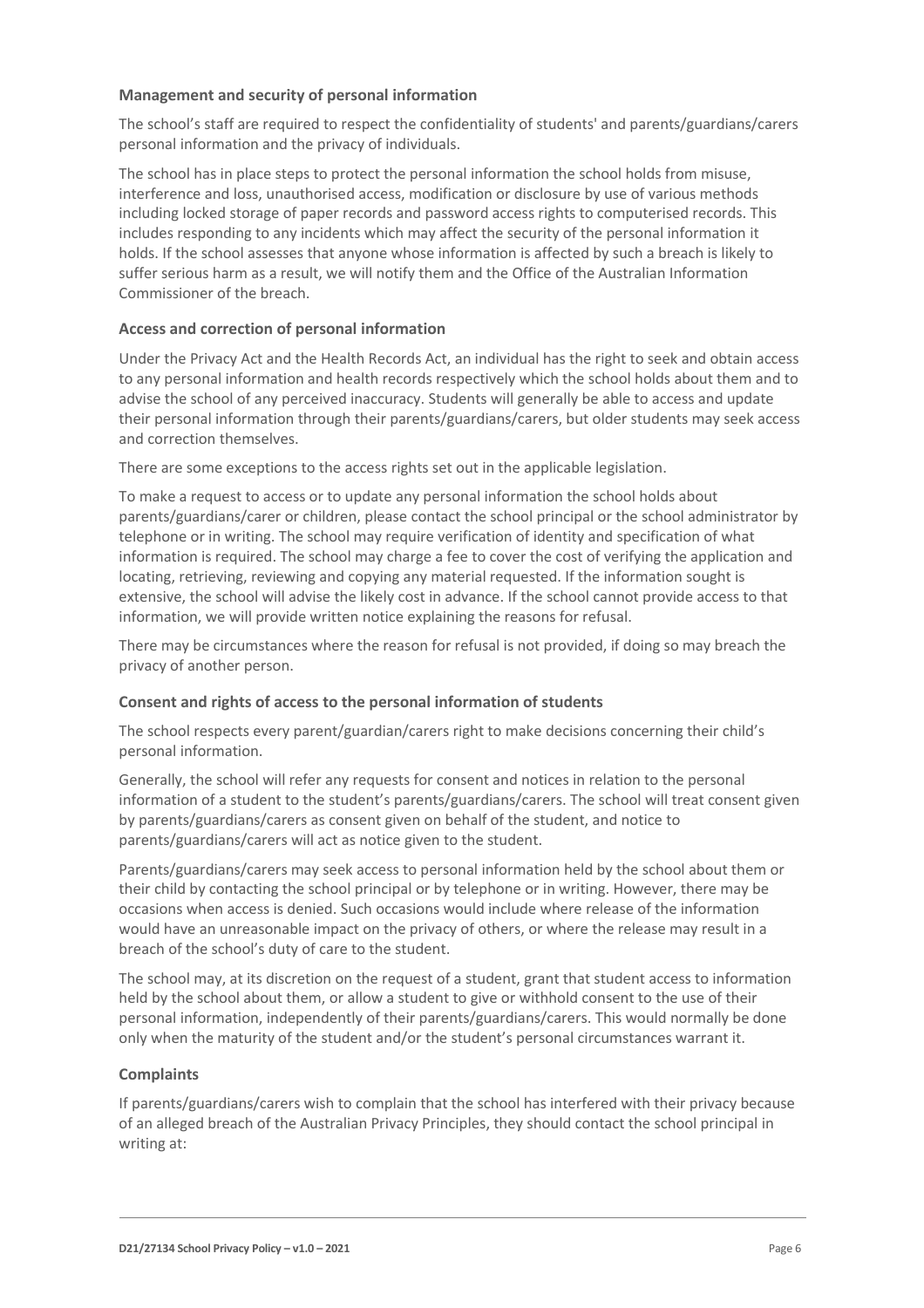### Management and security of personal information

The school's staff are required to respect the confidentiality of students' and parents/guardians/carers personal information and the privacy of individuals.

The school has in place steps to protect the personal information the school holds from misuse, interference and loss, unauthorised access, modification or disclosure by use of various methods including locked storage of paper records and password access rights to computerised records. This includes responding to any incidents which may affect the security of the personal information it holds. If the school assesses that anyone whose information is affected by such a breach is likely to suffer serious harm as a result, we will notify them and the Office of the Australian Information Commissioner of the breach.

### Access and correction of personal information

Under the Privacy Act and the Health Records Act, an individual has the right to seek and obtain access to any personal information and health records respectively which the school holds about them and to advise the school of any perceived inaccuracy. Students will generally be able to access and update their personal information through their parents/guardians/carers, but older students may seek access and correction themselves.

There are some exceptions to the access rights set out in the applicable legislation.

To make a request to access or to update any personal information the school holds about parents/guardians/carer or children, please contact the school principal or the school administrator by telephone or in writing. The school may require verification of identity and specification of what information is required. The school may charge a fee to cover the cost of verifying the application and locating, retrieving, reviewing and copying any material requested. If the information sought is extensive, the school will advise the likely cost in advance. If the school cannot provide access to that information, we will provide written notice explaining the reasons for refusal.

There may be circumstances where the reason for refusal is not provided, if doing so may breach the privacy of another person.

### Consent and rights of access to the personal information of students

The school respects every parent/guardian/carers right to make decisions concerning their child's personal information.

Generally, the school will refer any requests for consent and notices in relation to the personal information of a student to the student's parents/guardians/carers. The school will treat consent given by parents/guardians/carers as consent given on behalf of the student, and notice to parents/guardians/carers will act as notice given to the student.

Parents/guardians/carers may seek access to personal information held by the school about them or their child by contacting the school principal or by telephone or in writing. However, there may be occasions when access is denied. Such occasions would include where release of the information would have an unreasonable impact on the privacy of others, or where the release may result in a breach of the school's duty of care to the student.

The school may, at its discretion on the request of a student, grant that student access to information held by the school about them, or allow a student to give or withhold consent to the use of their personal information, independently of their parents/guardians/carers. This would normally be done only when the maturity of the student and/or the student's personal circumstances warrant it.

### Complaints

If parents/guardians/carers wish to complain that the school has interfered with their privacy because of an alleged breach of the Australian Privacy Principles, they should contact the school principal in writing at: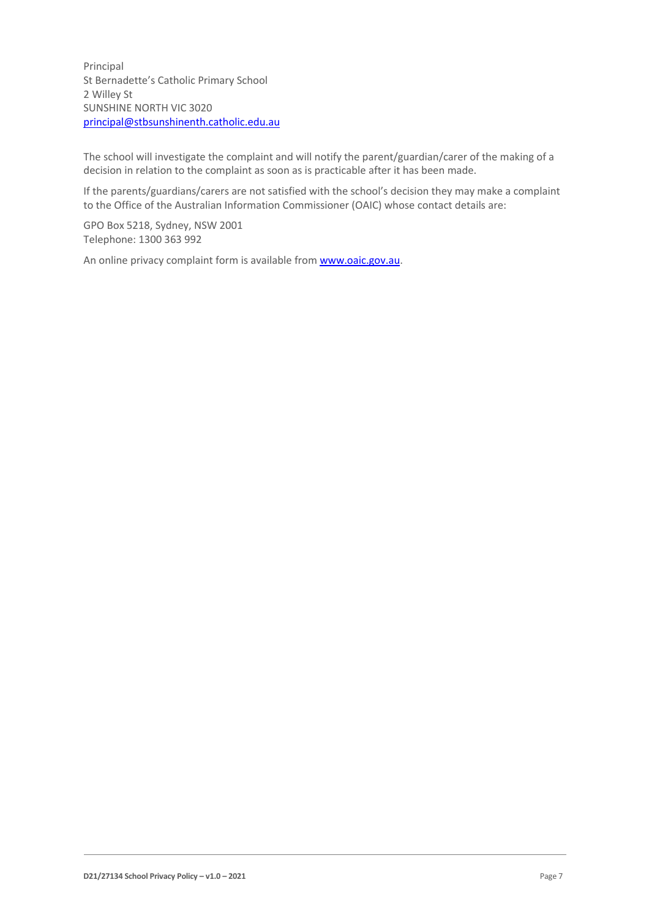Principal
St Bernadette's Catholic Primary School
2 Willey St
SUNSHINE NORTH VIC 3020
principal@stbsunshinenth.catholic.edu.au

The school will investigate the complaint and will notify the parent/guardian/carer of the making of a decision in relation to the complaint as soon as is practicable after it has been made.

If the parents/guardians/carers are not satisfied with the school's decision they may make a complaint to the Office of the Australian Information Commissioner (OAIC) whose contact details are:

GPO Box 5218, Sydney, NSW 2001
Telephone: 1300 363 992

An online privacy complaint form is available from www.oaic.gov.au.